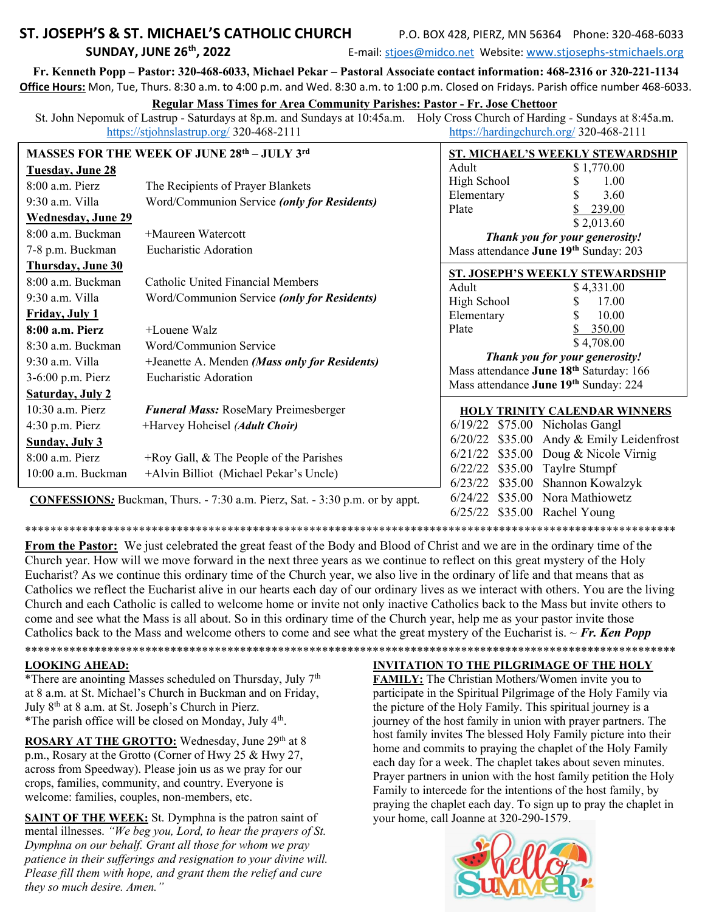# ST. JOSEPH'S & ST. MICHAEL'S CATHOLIC CHURCH

P.O. BOX 428, PIERZ, MN 56364 Phone: 320-468-6033

**SUNDAY, JUNE 26th, 2022**

E-mail: stjoes@midco.net Website: www.stjosephs-stmichaels.org

**Fr. Kenneth Popp – Pastor: 320-468-6033, Michael Pekar – Pastoral Associate contact information: 468-2316 or 320-221-1134**

**Office Hours:** Mon, Tue, Thurs. 8:30 a.m. to 4:00 p.m. and Wed. 8:30 a.m. to 1:00 p.m. Closed on Fridays. Parish office number 468-6033.

**Regular Mass Times for Area Community Parishes: Pastor - Fr. Jose Chettoor**

St. John Nepomuk of Lastrup - Saturdays at 8p.m. and Sundays at 10:45a.m. https://stjohnslastrup.org/ 320-468-2111

Holy Cross Church of Harding - Sundays at 8:45a.m. https://hardingchurch.org/ 320-468-2111

## MASSES FOR THE WEEK OF JUNE 28th – JULY 3rd

**Tuesday, June 28**

| | |
|---|---|
| 8:00 a.m. Pierz | The Recipients of Prayer Blankets |
| 9:30 a.m. Villa | Word/Communion Service ***(only for Residents)*** |

**Wednesday, June 29**

| | |
|---|---|
| 8:00 a.m. Buckman | +Maureen Watercott |
| 7-8 p.m. Buckman | Eucharistic Adoration |

**Thursday, June 30**

| | |
|---|---|
| 8:00 a.m. Buckman | Catholic United Financial Members |
| 9:30 a.m. Villa | Word/Communion Service ***(only for Residents)*** |

**Friday, July 1**

| | |
|---|---|
| **8:00 a.m. Pierz** | +Louene Walz |
| 8:30 a.m. Buckman | Word/Communion Service |
| 9:30 a.m. Villa | +Jeanette A. Menden ***(Mass only for Residents)*** |
| 3-6:00 p.m. Pierz | Eucharistic Adoration |

**Saturday, July 2**

| | |
|---|---|
| 10:30 a.m. Pierz | ***Funeral Mass:*** RoseMary Preimesberger |
| 4:30 p.m. Pierz | +Harvey Hoheisel ***(Adult Choir)*** |

**Sunday, July 3**

| | |
|---|---|
| 8:00 a.m. Pierz | +Roy Gall, & The People of the Parishes |
| 10:00 a.m. Buckman | +Alvin Billiot (Michael Pekar's Uncle) |

**CONFESSIONS:** Buckman, Thurs. - 7:30 a.m. Pierz, Sat. - 3:30 p.m. or by appt.

## ST. MICHAEL'S WEEKLY STEWARDSHIP

| | |
|---|---|
| Adult | $ 1,770.00 |
| High School | $ 1.00 |
| Elementary | $ 3.60 |
| Plate | $ 239.00 |
| | $ 2,013.60 |

***Thank you for your generosity!***

Mass attendance **June 19th** Sunday: 203

## ST. JOSEPH'S WEEKLY STEWARDSHIP

| | |
|---|---|
| Adult | $ 4,331.00 |
| High School | $ 17.00 |
| Elementary | $ 10.00 |
| Plate | $ 350.00 |
| | $ 4,708.00 |

***Thank you for your generosity!***

Mass attendance **June 18th** Saturday: 166

Mass attendance **June 19th** Sunday: 224

## HOLY TRINITY CALENDAR WINNERS

| | | |
|---|---|---|
| 6/19/22 | $75.00 | Nicholas Gangl |
| 6/20/22 | $35.00 | Andy & Emily Leidenfrost |
| 6/21/22 | $35.00 | Doug & Nicole Virnig |
| 6/22/22 | $35.00 | Taylre Stumpf |
| 6/23/22 | $35.00 | Shannon Kowalzyk |
| 6/24/22 | $35.00 | Nora Mathiowetz |
| 6/25/22 | $35.00 | Rachel Young |

---

**From the Pastor:** We just celebrated the great feast of the Body and Blood of Christ and we are in the ordinary time of the Church year. How will we move forward in the next three years as we continue to reflect on this great mystery of the Holy Eucharist? As we continue this ordinary time of the Church year, we also live in the ordinary of life and that means that as Catholics we reflect the Eucharist alive in our hearts each day of our ordinary lives as we interact with others. You are the living Church and each Catholic is called to welcome home or invite not only inactive Catholics back to the Mass but invite others to come and see what the Mass is all about. So in this ordinary time of the Church year, help me as your pastor invite those Catholics back to the Mass and welcome others to come and see what the great mystery of the Eucharist is. ~ ***Fr. Ken Popp***

---

**LOOKING AHEAD:**

*There are anointing Masses scheduled on Thursday, July 7th at 8 a.m. at St. Michael's Church in Buckman and on Friday, July 8th at 8 a.m. at St. Joseph's Church in Pierz.

*The parish office will be closed on Monday, July 4th.

**ROSARY AT THE GROTTO:** Wednesday, June 29th at 8 p.m., Rosary at the Grotto (Corner of Hwy 25 & Hwy 27, across from Speedway). Please join us as we pray for our crops, families, community, and country. Everyone is welcome: families, couples, non-members, etc.

**SAINT OF THE WEEK:** St. Dymphna is the patron saint of mental illnesses. *"We beg you, Lord, to hear the prayers of St. Dymphna on our behalf. Grant all those for whom we pray patience in their sufferings and resignation to your divine will. Please fill them with hope, and grant them the relief and cure they so much desire. Amen."*

**INVITATION TO THE PILGRIMAGE OF THE HOLY FAMILY:** The Christian Mothers/Women invite you to participate in the Spiritual Pilgrimage of the Holy Family via the picture of the Holy Family. This spiritual journey is a journey of the host family in union with prayer partners. The host family invites The blessed Holy Family picture into their home and commits to praying the chaplet of the Holy Family each day for a week. The chaplet takes about seven minutes. Prayer partners in union with the host family petition the Holy Family to intercede for the intentions of the host family, by praying the chaplet each day. To sign up to pray the chaplet in your home, call Joanne at 320-290-1579.

Hello Summer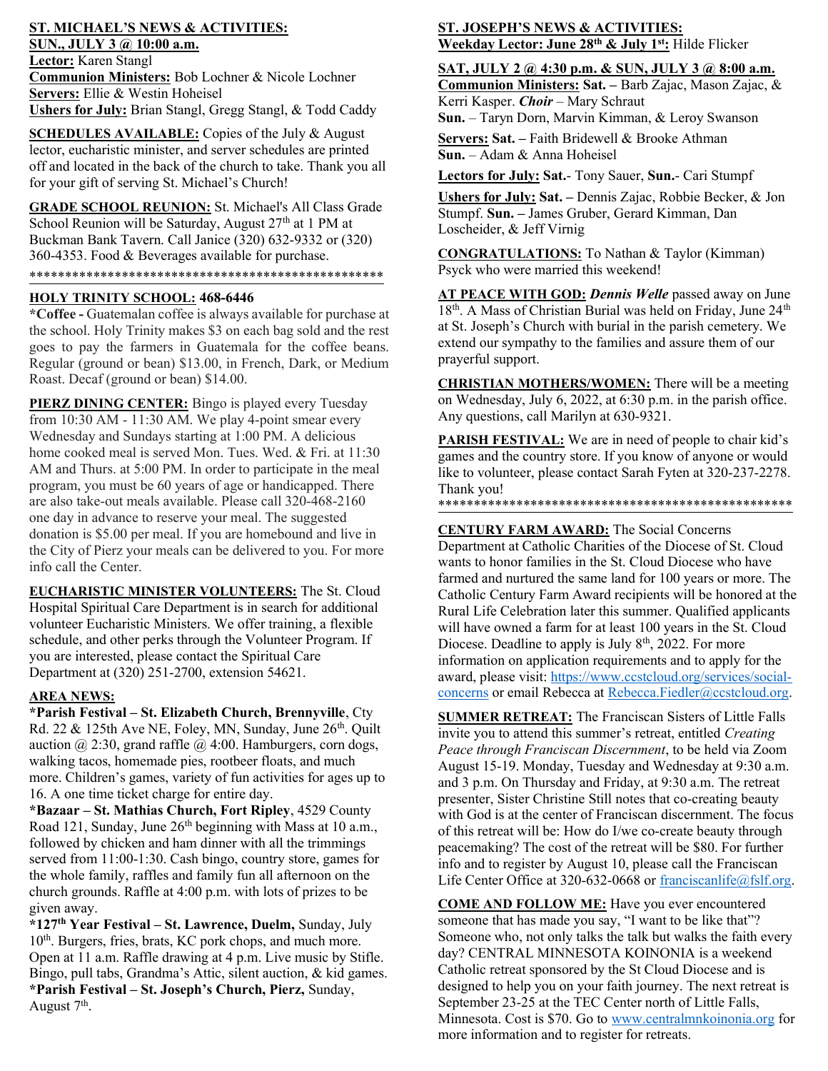**ST. MICHAEL'S NEWS & ACTIVITIES:**
**SUN., JULY 3 @ 10:00 a.m.**
**Lector:** Karen Stangl
**Communion Ministers:** Bob Lochner & Nicole Lochner
**Servers:** Ellie & Westin Hoheisel
**Ushers for July:** Brian Stangl, Gregg Stangl, & Todd Caddy

**SCHEDULES AVAILABLE:** Copies of the July & August lector, eucharistic minister, and server schedules are printed off and located in the back of the church to take. Thank you all for your gift of serving St. Michael's Church!

**GRADE SCHOOL REUNION:** St. Michael's All Class Grade School Reunion will be Saturday, August 27th at 1 PM at Buckman Bank Tavern. Call Janice (320) 632-9332 or (320) 360-4353. Food & Beverages available for purchase.

**************************************************

**HOLY TRINITY SCHOOL: 468-6446**
***Coffee -** Guatemalan coffee is always available for purchase at the school. Holy Trinity makes $3 on each bag sold and the rest goes to pay the farmers in Guatemala for the coffee beans. Regular (ground or bean) $13.00, in French, Dark, or Medium Roast. Decaf (ground or bean) $14.00.

**PIERZ DINING CENTER:** Bingo is played every Tuesday from 10:30 AM - 11:30 AM. We play 4-point smear every Wednesday and Sundays starting at 1:00 PM. A delicious home cooked meal is served Mon. Tues. Wed. & Fri. at 11:30 AM and Thurs. at 5:00 PM. In order to participate in the meal program, you must be 60 years of age or handicapped. There are also take-out meals available. Please call 320-468-2160 one day in advance to reserve your meal. The suggested donation is $5.00 per meal. If you are homebound and live in the City of Pierz your meals can be delivered to you. For more info call the Center.

**EUCHARISTIC MINISTER VOLUNTEERS:** The St. Cloud Hospital Spiritual Care Department is in search for additional volunteer Eucharistic Ministers. We offer training, a flexible schedule, and other perks through the Volunteer Program. If you are interested, please contact the Spiritual Care Department at (320) 251-2700, extension 54621.

**AREA NEWS:**
***Parish Festival – St. Elizabeth Church, Brennyville**, Cty Rd. 22 & 125th Ave NE, Foley, MN, Sunday, June 26th. Quilt auction @ 2:30, grand raffle @ 4:00. Hamburgers, corn dogs, walking tacos, homemade pies, rootbeer floats, and much more. Children's games, variety of fun activities for ages up to 16. A one time ticket charge for entire day.
***Bazaar – St. Mathias Church, Fort Ripley**, 4529 County Road 121, Sunday, June 26th beginning with Mass at 10 a.m., followed by chicken and ham dinner with all the trimmings served from 11:00-1:30. Cash bingo, country store, games for the whole family, raffles and family fun all afternoon on the church grounds. Raffle at 4:00 p.m. with lots of prizes to be given away.
***127th Year Festival – St. Lawrence, Duelm,** Sunday, July 10th. Burgers, fries, brats, KC pork chops, and much more. Open at 11 a.m. Raffle drawing at 4 p.m. Live music by Stifle. Bingo, pull tabs, Grandma's Attic, silent auction, & kid games.
***Parish Festival – St. Joseph's Church, Pierz,** Sunday, August 7th.

**ST. JOSEPH'S NEWS & ACTIVITIES:**
**Weekday Lector: June 28th & July 1st:** Hilde Flicker

**SAT, JULY 2 @ 4:30 p.m. & SUN, JULY 3 @ 8:00 a.m.**
**Communion Ministers: Sat. –** Barb Zajac, Mason Zajac, & Kerri Kasper. ***Choir*** – Mary Schraut
**Sun.** – Taryn Dorn, Marvin Kimman, & Leroy Swanson

**Servers: Sat. –** Faith Bridewell & Brooke Athman
**Sun.** – Adam & Anna Hoheisel

**Lectors for July: Sat.**- Tony Sauer, **Sun.**- Cari Stumpf

**Ushers for July: Sat. –** Dennis Zajac, Robbie Becker, & Jon Stumpf. **Sun. –** James Gruber, Gerard Kimman, Dan Loscheider, & Jeff Virnig

**CONGRATULATIONS:** To Nathan & Taylor (Kimman) Psyck who were married this weekend!

**AT PEACE WITH GOD:** ***Dennis Welle*** passed away on June 18th. A Mass of Christian Burial was held on Friday, June 24th at St. Joseph's Church with burial in the parish cemetery. We extend our sympathy to the families and assure them of our prayerful support.

**CHRISTIAN MOTHERS/WOMEN:** There will be a meeting on Wednesday, July 6, 2022, at 6:30 p.m. in the parish office. Any questions, call Marilyn at 630-9321.

**PARISH FESTIVAL:** We are in need of people to chair kid's games and the country store. If you know of anyone or would like to volunteer, please contact Sarah Fyten at 320-237-2278. Thank you!

**************************************************

**CENTURY FARM AWARD:** The Social Concerns Department at Catholic Charities of the Diocese of St. Cloud wants to honor families in the St. Cloud Diocese who have farmed and nurtured the same land for 100 years or more. The Catholic Century Farm Award recipients will be honored at the Rural Life Celebration later this summer. Qualified applicants will have owned a farm for at least 100 years in the St. Cloud Diocese. Deadline to apply is July 8th, 2022. For more information on application requirements and to apply for the award, please visit: https://www.ccstcloud.org/services/social-concerns or email Rebecca at Rebecca.Fiedler@ccstcloud.org.

**SUMMER RETREAT:** The Franciscan Sisters of Little Falls invite you to attend this summer's retreat, entitled *Creating Peace through Franciscan Discernment*, to be held via Zoom August 15-19. Monday, Tuesday and Wednesday at 9:30 a.m. and 3 p.m. On Thursday and Friday, at 9:30 a.m. The retreat presenter, Sister Christine Still notes that co-creating beauty with God is at the center of Franciscan discernment. The focus of this retreat will be: How do I/we co-create beauty through peacemaking? The cost of the retreat will be $80. For further info and to register by August 10, please call the Franciscan Life Center Office at 320-632-0668 or franciscanlife@fslf.org.

**COME AND FOLLOW ME:** Have you ever encountered someone that has made you say, "I want to be like that"? Someone who, not only talks the talk but walks the faith every day? CENTRAL MINNESOTA KOINONIA is a weekend Catholic retreat sponsored by the St Cloud Diocese and is designed to help you on your faith journey. The next retreat is September 23-25 at the TEC Center north of Little Falls, Minnesota. Cost is $70. Go to www.centralmnkoinonia.org for more information and to register for retreats.